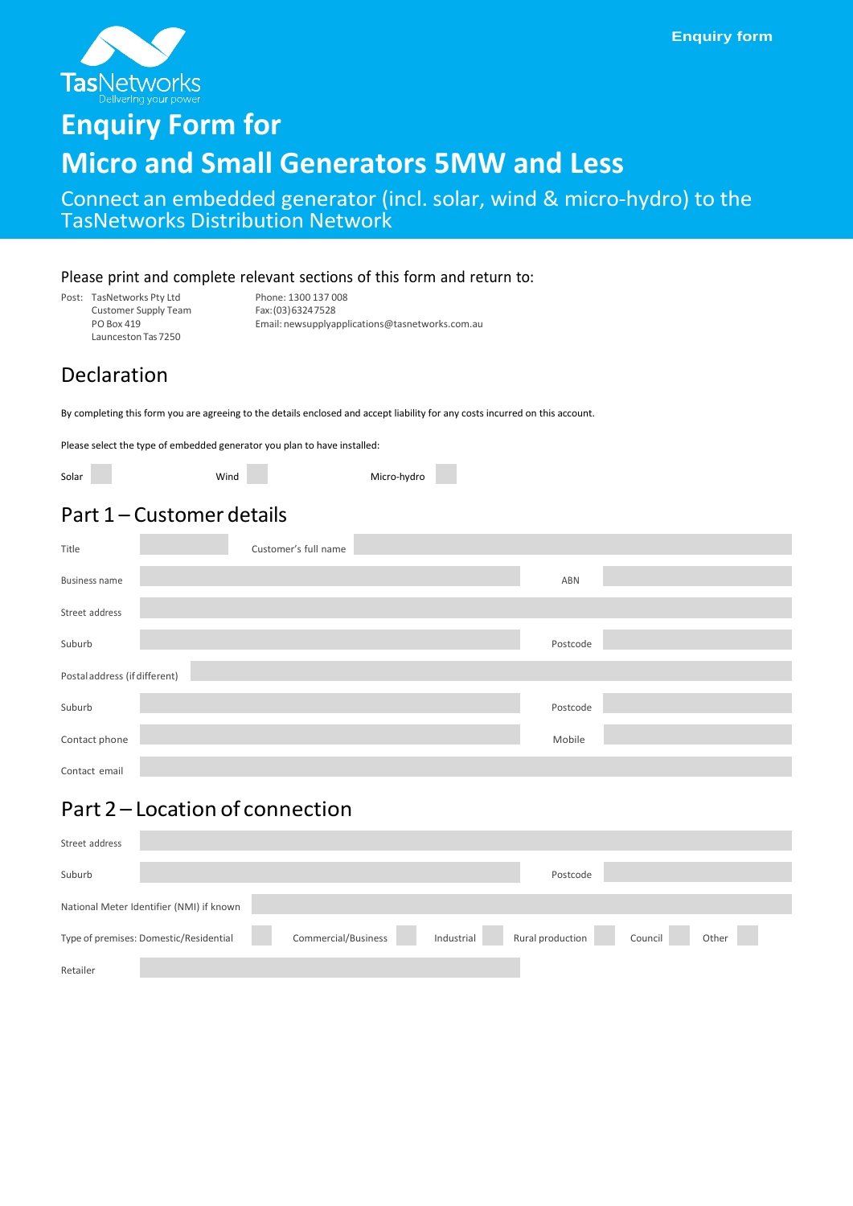Enquiry form

TasNetworks
Delivering your power

# Enquiry Form for Micro and Small Generators 5MW and Less

## Connect an embedded generator (incl. solar, wind & micro-hydro) to the TasNetworks Distribution Network

Please print and complete relevant sections of this form and return to:

Post: TasNetworks Pty Ltd
Customer Supply Team
PO Box 419
Launceston Tas 7250

Phone: 1300 137 008
Fax: (03) 6324 7528
Email: newsupplyapplications@tasnetworks.com.au

## Declaration

By completing this form you are agreeing to the details enclosed and accept liability for any costs incurred on this account.

Please select the type of embedded generator you plan to have installed:

Solar ☐ Wind ☐ Micro-hydro ☐

## Part 1 – Customer details

| | | | |
|---|---|---|---|
| Title | | Customer's full name | |
| Business name | | ABN | |
| Street address | | | |
| Suburb | | Postcode | |
| Postal address (if different) | | | |
| Suburb | | Postcode | |
| Contact phone | | Mobile | |
| Contact email | | | |

## Part 2 – Location of connection

| | | | |
|---|---|---|---|
| Street address | | | |
| Suburb | | Postcode | |
| National Meter Identifier (NMI) if known | | | |
| Retailer | | | |

Type of premises: Domestic/Residential ☐ Commercial/Business ☐ Industrial ☐ Rural production ☐ Council ☐ Other ☐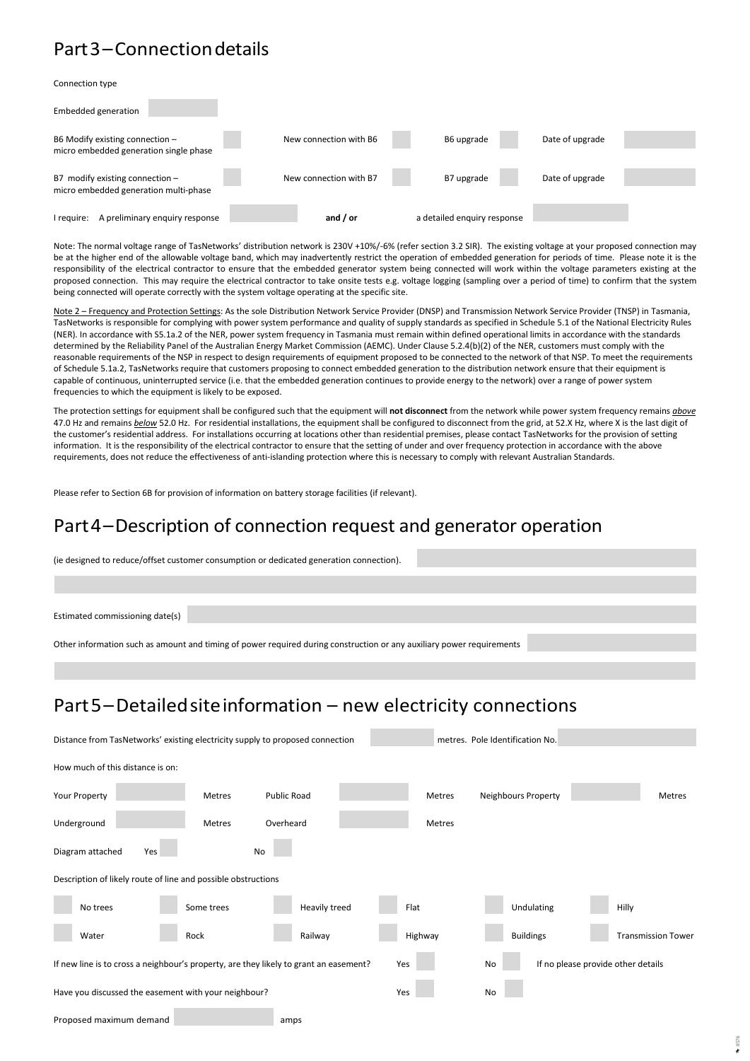# Part 3 – Connection details

Connection type

Embedded generation

| | | | | | | | |
|---|---|---|---|---|---|---|---|
| B6 Modify existing connection – micro embedded generation single phase | | New connection with B6 | | B6 upgrade | | Date of upgrade | |
| B7 modify existing connection – micro embedded generation multi-phase | | New connection with B7 | | B7 upgrade | | Date of upgrade | |

I require: A preliminary enquiry response **and / or** a detailed enquiry response

Note: The normal voltage range of TasNetworks' distribution network is 230V +10%/-6% (refer section 3.2 SIR). The existing voltage at your proposed connection may be at the higher end of the allowable voltage band, which may inadvertently restrict the operation of embedded generation for periods of time. Please note it is the responsibility of the electrical contractor to ensure that the embedded generator system being connected will work within the voltage parameters existing at the proposed connection. This may require the electrical contractor to take onsite tests e.g. voltage logging (sampling over a period of time) to confirm that the system being connected will operate correctly with the system voltage operating at the specific site.

Note 2 – Frequency and Protection Settings: As the sole Distribution Network Service Provider (DNSP) and Transmission Network Service Provider (TNSP) in Tasmania, TasNetworks is responsible for complying with power system performance and quality of supply standards as specified in Schedule 5.1 of the National Electricity Rules (NER). In accordance with S5.1a.2 of the NER, power system frequency in Tasmania must remain within defined operational limits in accordance with the standards determined by the Reliability Panel of the Australian Energy Market Commission (AEMC). Under Clause 5.2.4(b)(2) of the NER, customers must comply with the reasonable requirements of the NSP in respect to design requirements of equipment proposed to be connected to the network of that NSP. To meet the requirements of Schedule 5.1a.2, TasNetworks require that customers proposing to connect embedded generation to the distribution network ensure that their equipment is capable of continuous, uninterrupted service (i.e. that the embedded generation continues to provide energy to the network) over a range of power system frequencies to which the equipment is likely to be exposed.

The protection settings for equipment shall be configured such that the equipment will **not disconnect** from the network while power system frequency remains ***above*** 47.0 Hz and remains ***below*** 52.0 Hz. For residential installations, the equipment shall be configured to disconnect from the grid, at 52.X Hz, where X is the last digit of the customer's residential address. For installations occurring at locations other than residential premises, please contact TasNetworks for the provision of setting information. It is the responsibility of the electrical contractor to ensure that the setting of under and over frequency protection in accordance with the above requirements, does not reduce the effectiveness of anti-islanding protection where this is necessary to comply with relevant Australian Standards.

Please refer to Section 6B for provision of information on battery storage facilities (if relevant).

# Part 4 – Description of connection request and generator operation

(ie designed to reduce/offset customer consumption or dedicated generation connection).

Estimated commissioning date(s)

Other information such as amount and timing of power required during construction or any auxiliary power requirements

# Part 5 – Detailed site information – new electricity connections

Distance from TasNetworks' existing electricity supply to proposed connection ______ metres. Pole Identification No. ______

How much of this distance is on:

| | | | | | | | | |
|---|---|---|---|---|---|---|---|---|
| Your Property | | Metres | Public Road | | Metres | Neighbours Property | | Metres |
| Underground | | Metres | Overheard | | Metres | | | |

Diagram attached Yes ☐ No ☐

Description of likely route of line and possible obstructions

| | | | | | |
|---|---|---|---|---|---|
| ☐ No trees | ☐ Some trees | ☐ Heavily treed | ☐ Flat | ☐ Undulating | ☐ Hilly |
| ☐ Water | ☐ Rock | ☐ Railway | ☐ Highway | ☐ Buildings | ☐ Transmission Tower |

If new line is to cross a neighbour's property, are they likely to grant an easement? Yes ☐ No ☐ If no please provide other details

Have you discussed the easement with your neighbour? Yes ☐ No ☐

Proposed maximum demand ______ amps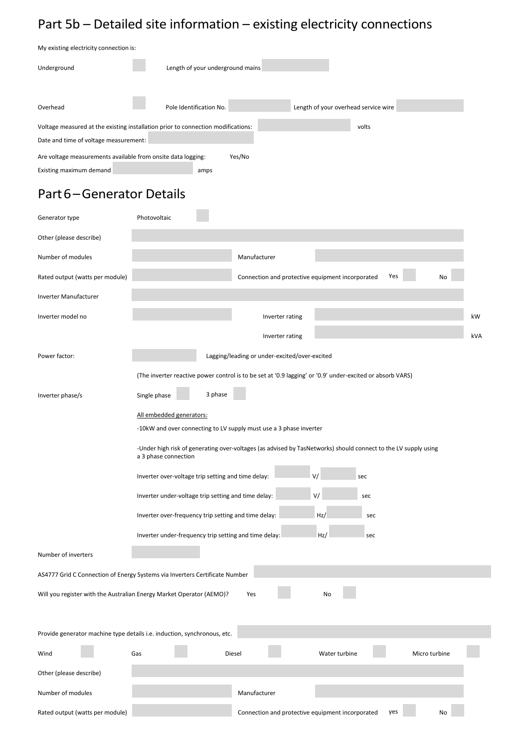## Part 5b – Detailed site information – existing electricity connections

My existing electricity connection is:

Underground ☐ Length of your underground mains ______

Overhead ☐ Pole Identification No. ______ Length of your overhead service wire ______

Voltage measured at the existing installation prior to connection modifications: ______ volts

Date and time of voltage measurement: ______

Are voltage measurements available from onsite data logging: Yes/No

Existing maximum demand ______ amps

## Part 6 – Generator Details

Generator type Photovoltaic ☐

Other (please describe) ______

Number of modules ______ Manufacturer ______

Rated output (watts per module) ______ Connection and protective equipment incorporated Yes ☐ No ☐

Inverter Manufacturer ______

Inverter model no ______ Inverter rating ______ kW

Inverter rating ______ kVA

Power factor: ______ Lagging/leading or under-excited/over-excited

(The inverter reactive power control is to be set at '0.9 lagging' or '0.9' under-excited or absorb VARS)

Inverter phase/s Single phase ☐ 3 phase ☐

All embedded generators:

-10kW and over connecting to LV supply must use a 3 phase inverter

-Under high risk of generating over-voltages (as advised by TasNetworks) should connect to the LV supply using a 3 phase connection

Inverter over-voltage trip setting and time delay: ______ V/ ______ sec

Inverter under-voltage trip setting and time delay: ______ V/ ______ sec

Inverter over-frequency trip setting and time delay: ______ Hz/ ______ sec

Inverter under-frequency trip setting and time delay: ______ Hz/ ______ sec

Number of inverters ______

AS4777 Grid C Connection of Energy Systems via Inverters Certificate Number ______

Will you register with the Australian Energy Market Operator (AEMO)? Yes ☐ No ☐

Provide generator machine type details i.e. induction, synchronous, etc. ______

Wind ☐ Gas ☐ Diesel ☐ Water turbine ☐ Micro turbine ☐

Other (please describe) ______

Number of modules ______ Manufacturer ______

Rated output (watts per module) ______ Connection and protective equipment incorporated yes ☐ No ☐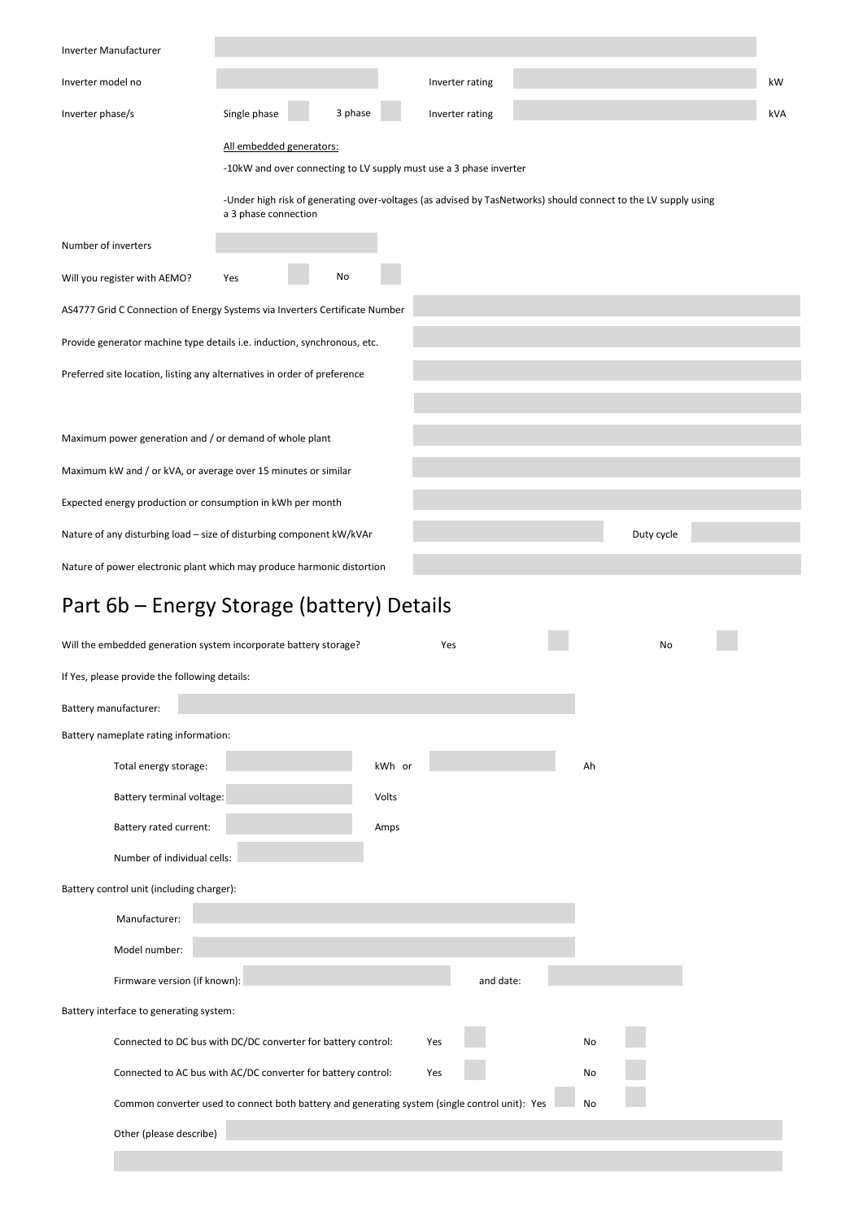Inverter Manufacturer

Inverter model no | Inverter rating kW

Inverter phase/s: Single phase | 3 phase | Inverter rating kVA

All embedded generators:

-10kW and over connecting to LV supply must use a 3 phase inverter

-Under high risk of generating over-voltages (as advised by TasNetworks) should connect to the LV supply using a 3 phase connection

Number of inverters

Will you register with AEMO? Yes | No

AS4777 Grid C Connection of Energy Systems via Inverters Certificate Number

Provide generator machine type details i.e. induction, synchronous, etc.

Preferred site location, listing any alternatives in order of preference

Maximum power generation and / or demand of whole plant

Maximum kW and / or kVA, or average over 15 minutes or similar

Expected energy production or consumption in kWh per month

Nature of any disturbing load – size of disturbing component kW/kVAr | Duty cycle

Nature of power electronic plant which may produce harmonic distortion

# Part 6b – Energy Storage (battery) Details

Will the embedded generation system incorporate battery storage? Yes | No

If Yes, please provide the following details:

Battery manufacturer:

Battery nameplate rating information:

- Total energy storage: kWh or Ah
- Battery terminal voltage: Volts
- Battery rated current: Amps
- Number of individual cells:

Battery control unit (including charger):

- Manufacturer:
- Model number:
- Firmware version (if known): and date:

Battery interface to generating system:

- Connected to DC bus with DC/DC converter for battery control: Yes | No
- Connected to AC bus with AC/DC converter for battery control: Yes | No
- Common converter used to connect both battery and generating system (single control unit): Yes | No
- Other (please describe)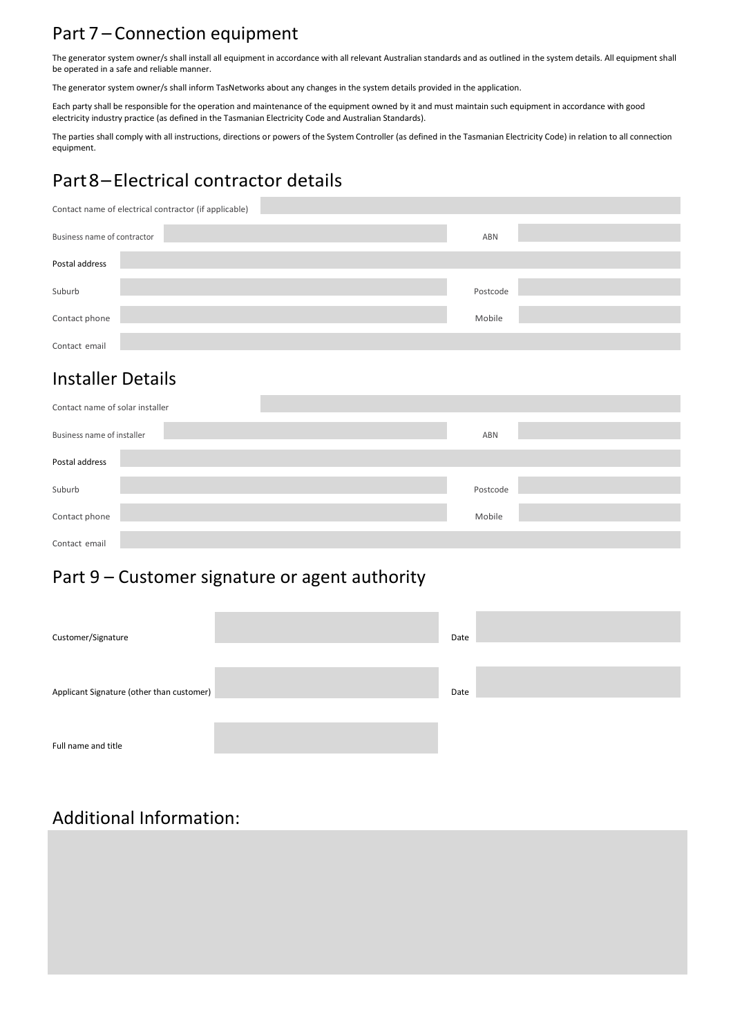## Part 7 – Connection equipment

The generator system owner/s shall install all equipment in accordance with all relevant Australian standards and as outlined in the system details. All equipment shall be operated in a safe and reliable manner.

The generator system owner/s shall inform TasNetworks about any changes in the system details provided in the application.

Each party shall be responsible for the operation and maintenance of the equipment owned by it and must maintain such equipment in accordance with good electricity industry practice (as defined in the Tasmanian Electricity Code and Australian Standards).

The parties shall comply with all instructions, directions or powers of the System Controller (as defined in the Tasmanian Electricity Code) in relation to all connection equipment.

## Part 8 – Electrical contractor details

| | | | |
|---|---|---|---|
| Contact name of electrical contractor (if applicable) | | | |
| Business name of contractor | | ABN | |
| Postal address | | | |
| Suburb | | Postcode | |
| Contact phone | | Mobile | |
| Contact email | | | |

## Installer Details

| | | | |
|---|---|---|---|
| Contact name of solar installer | | | |
| Business name of installer | | ABN | |
| Postal address | | | |
| Suburb | | Postcode | |
| Contact phone | | Mobile | |
| Contact email | | | |

## Part 9 – Customer signature or agent authority

| | | | |
|---|---|---|---|
| Customer/Signature | | Date | |
| Applicant Signature (other than customer) | | Date | |
| Full name and title | | | |

## Additional Information: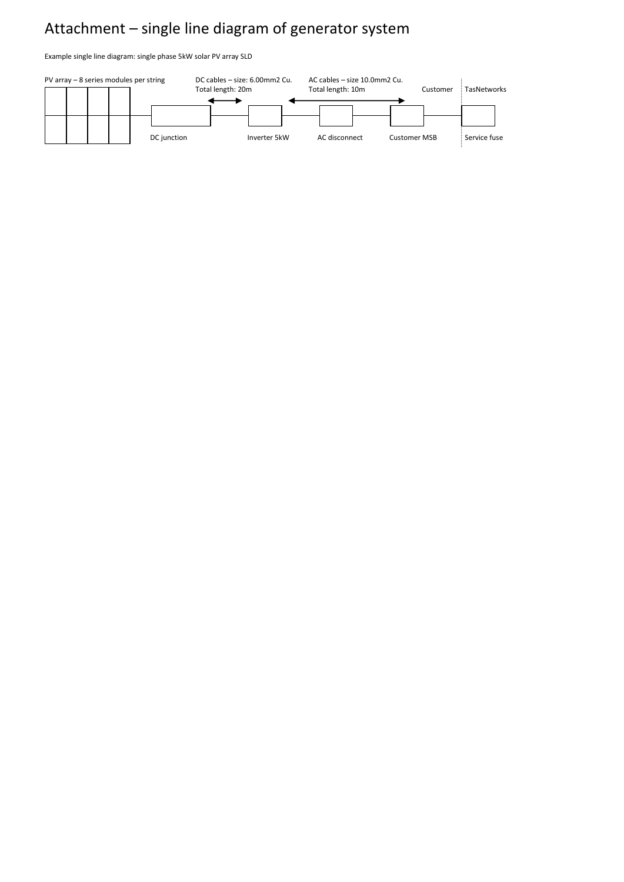# Attachment – single line diagram of generator system

Example single line diagram: single phase 5kW solar PV array SLD

PV array – 8 series modules per string

DC cables – size: 6.00mm2 Cu.
Total length: 20m

AC cables – size 10.0mm2 Cu.
Total length: 10m

Customer

TasNetworks

DC junction

Inverter 5kW

AC disconnect

Customer MSB

Service fuse